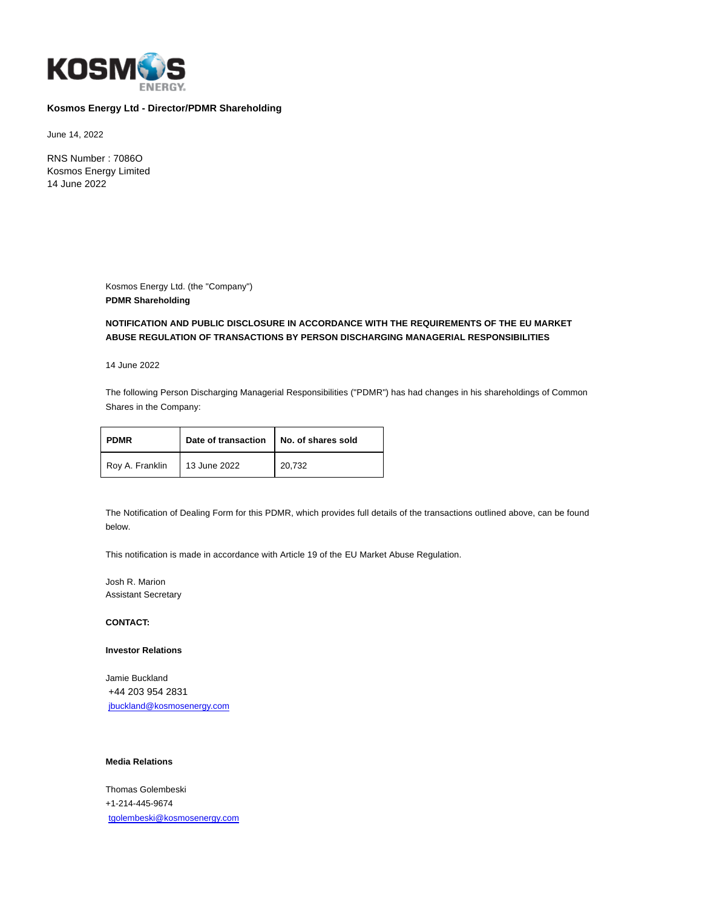KOSMOS ENERGY.

**Kosmos Energy Ltd - Director/PDMR Shareholding**

June 14, 2022

RNS Number : 7086O
Kosmos Energy Limited
14 June 2022

Kosmos Energy Ltd. (the "Company")
**PDMR Shareholding**

**NOTIFICATION AND PUBLIC DISCLOSURE IN ACCORDANCE WITH THE REQUIREMENTS OF THE EU MARKET ABUSE REGULATION OF TRANSACTIONS BY PERSON DISCHARGING MANAGERIAL RESPONSIBILITIES**

14 June 2022

The following Person Discharging Managerial Responsibilities ("PDMR") has had changes in his shareholdings of Common Shares in the Company:

| PDMR | Date of transaction | No. of shares sold |
|---|---|---|
| Roy A. Franklin | 13 June 2022 | 20,732 |

The Notification of Dealing Form for this PDMR, which provides full details of the transactions outlined above, can be found below.

This notification is made in accordance with Article 19 of the EU Market Abuse Regulation.

Josh R. Marion
Assistant Secretary

**CONTACT:**

**Investor Relations**

Jamie Buckland
+44 203 954 2831
jbuckland@kosmosenergy.com

**Media Relations**

Thomas Golembeski
+1-214-445-9674
tgolembeski@kosmosenergy.com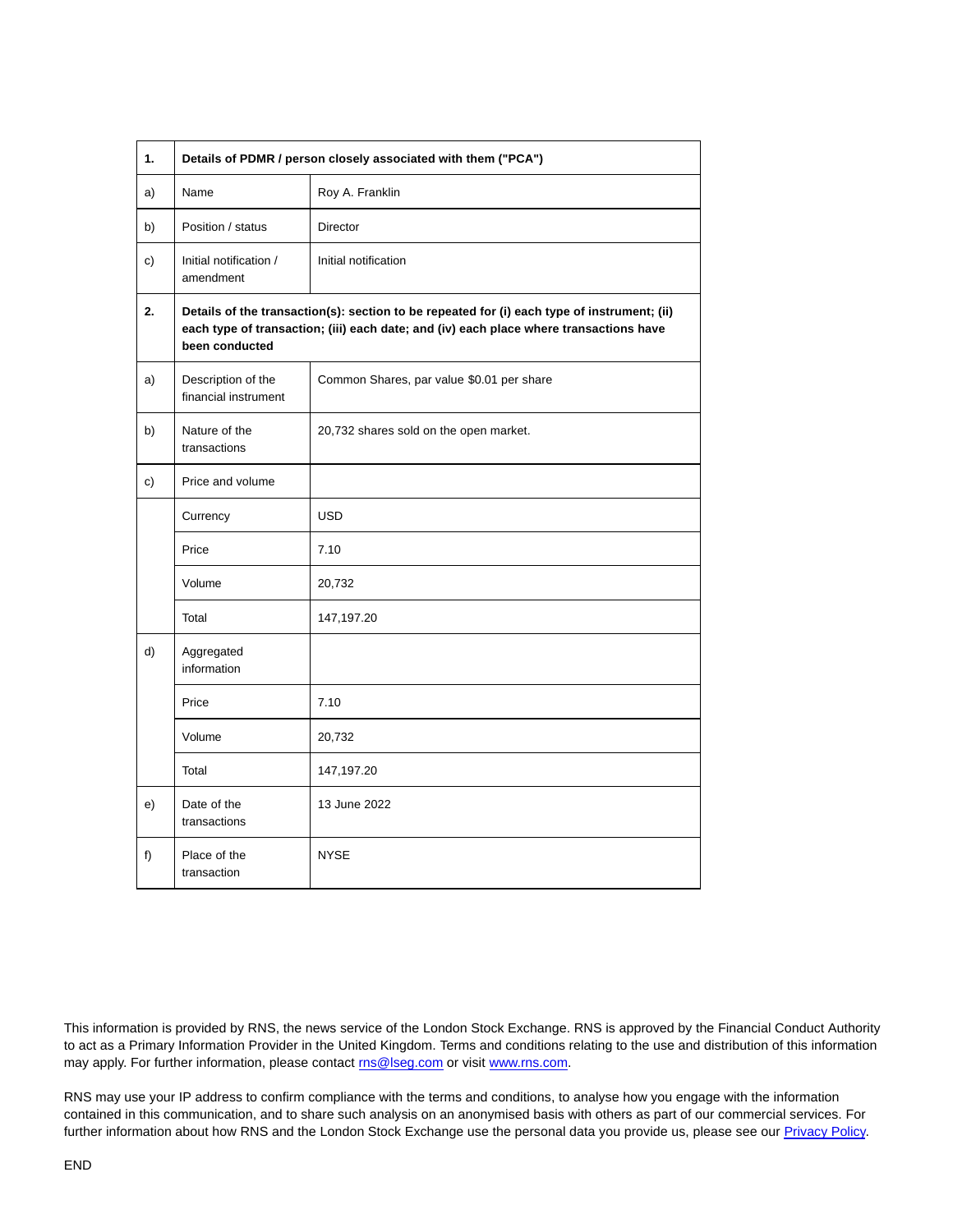| 1. | **Details of PDMR / person closely associated with them ("PCA")** | |
|---|---|---|
| a) | Name | Roy A. Franklin |
| b) | Position / status | Director |
| c) | Initial notification / amendment | Initial notification |
| 2. | **Details of the transaction(s): section to be repeated for (i) each type of instrument; (ii) each type of transaction; (iii) each date; and (iv) each place where transactions have been conducted** | |
| a) | Description of the financial instrument | Common Shares, par value $0.01 per share |
| b) | Nature of the transactions | 20,732 shares sold on the open market. |
| c) | Price and volume | |
| | Currency | USD |
| | Price | 7.10 |
| | Volume | 20,732 |
| | Total | 147,197.20 |
| d) | Aggregated information | |
| | Price | 7.10 |
| | Volume | 20,732 |
| | Total | 147,197.20 |
| e) | Date of the transactions | 13 June 2022 |
| f) | Place of the transaction | NYSE |

This information is provided by RNS, the news service of the London Stock Exchange. RNS is approved by the Financial Conduct Authority to act as a Primary Information Provider in the United Kingdom. Terms and conditions relating to the use and distribution of this information may apply. For further information, please contact rns@lseg.com or visit www.rns.com.

RNS may use your IP address to confirm compliance with the terms and conditions, to analyse how you engage with the information contained in this communication, and to share such analysis on an anonymised basis with others as part of our commercial services. For further information about how RNS and the London Stock Exchange use the personal data you provide us, please see our Privacy Policy.

END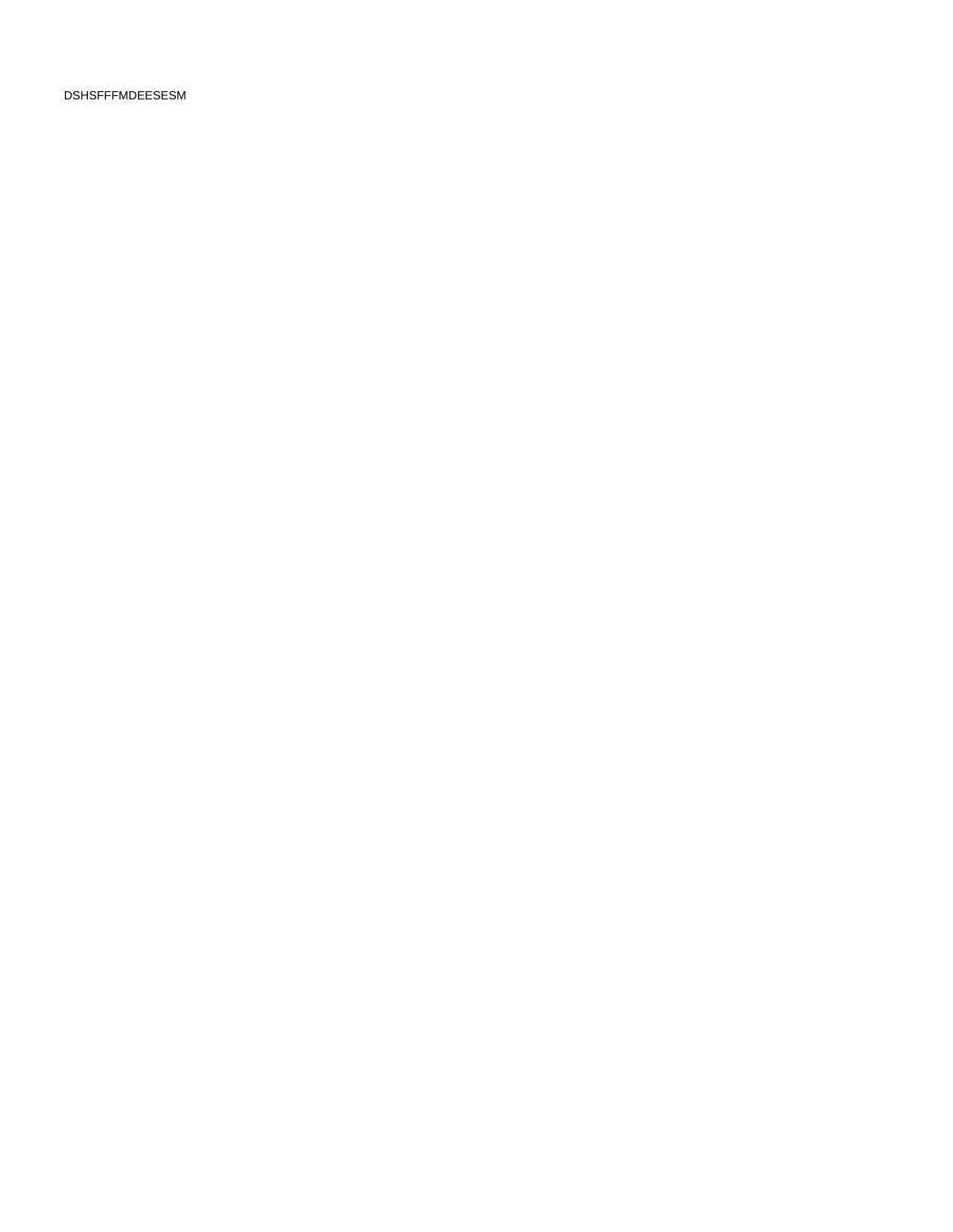DSHSFFFMDEESESM